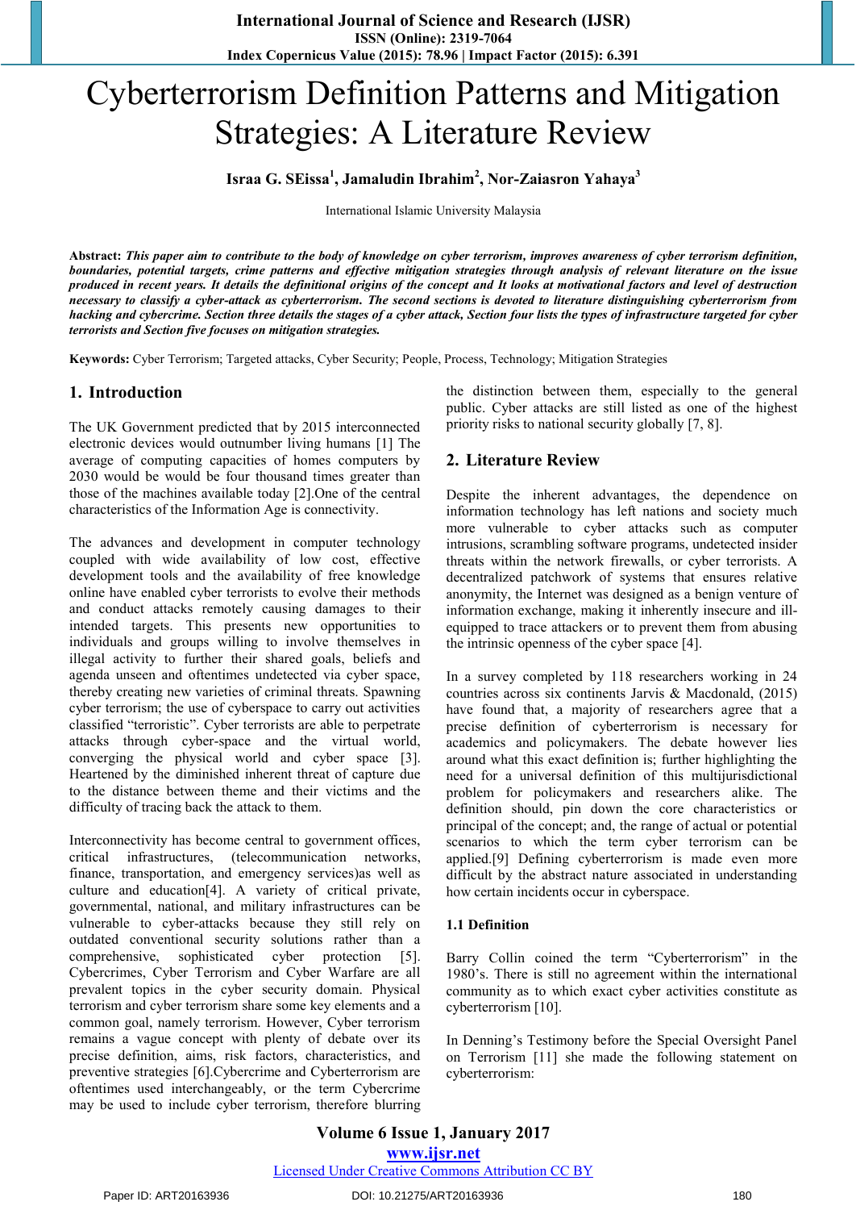# Cyberterrorism Definition Patterns and Mitigation Strategies: A Literature Review

**Israa G. SEissa[1], Jamaludin Ibrahim[2], Nor-Zaiasron Yahaya[3]**

International Islamic University Malaysia

**Abstract:** ***This paper aim to contribute to the body of knowledge on cyber terrorism, improves awareness of cyber terrorism definition, boundaries, potential targets, crime patterns and effective mitigation strategies through analysis of relevant literature on the issue produced in recent years. It details the definitional origins of the concept and It looks at motivational factors and level of destruction necessary to classify a cyber-attack as cyberterrorism. The second sections is devoted to literature distinguishing cyberterrorism from hacking and cybercrime. Section three details the stages of a cyber attack, Section four lists the types of infrastructure targeted for cyber terrorists and Section five focuses on mitigation strategies.***

**Keywords:** Cyber Terrorism; Targeted attacks, Cyber Security; People, Process, Technology; Mitigation Strategies

## 1. Introduction

The UK Government predicted that by 2015 interconnected electronic devices would outnumber living humans [1] The average of computing capacities of homes computers by 2030 would be would be four thousand times greater than those of the machines available today [2].One of the central characteristics of the Information Age is connectivity.

The advances and development in computer technology coupled with wide availability of low cost, effective development tools and the availability of free knowledge online have enabled cyber terrorists to evolve their methods and conduct attacks remotely causing damages to their intended targets. This presents new opportunities to individuals and groups willing to involve themselves in illegal activity to further their shared goals, beliefs and agenda unseen and oftentimes undetected via cyber space, thereby creating new varieties of criminal threats. Spawning cyber terrorism; the use of cyberspace to carry out activities classified “terroristic”. Cyber terrorists are able to perpetrate attacks through cyber-space and the virtual world, converging the physical world and cyber space [3]. Heartened by the diminished inherent threat of capture due to the distance between theme and their victims and the difficulty of tracing back the attack to them.

Interconnectivity has become central to government offices, critical infrastructures, (telecommunication networks, finance, transportation, and emergency services)as well as culture and education[4]. A variety of critical private, governmental, national, and military infrastructures can be vulnerable to cyber-attacks because they still rely on outdated conventional security solutions rather than a comprehensive, sophisticated cyber protection [5]. Cybercrimes, Cyber Terrorism and Cyber Warfare are all prevalent topics in the cyber security domain. Physical terrorism and cyber terrorism share some key elements and a common goal, namely terrorism. However, Cyber terrorism remains a vague concept with plenty of debate over its precise definition, aims, risk factors, characteristics, and preventive strategies [6].Cybercrime and Cyberterrorism are oftentimes used interchangeably, or the term Cybercrime may be used to include cyber terrorism, therefore blurring the distinction between them, especially to the general public. Cyber attacks are still listed as one of the highest priority risks to national security globally [7, 8].

## 2. Literature Review

Despite the inherent advantages, the dependence on information technology has left nations and society much more vulnerable to cyber attacks such as computer intrusions, scrambling software programs, undetected insider threats within the network firewalls, or cyber terrorists. A decentralized patchwork of systems that ensures relative anonymity, the Internet was designed as a benign venture of information exchange, making it inherently insecure and ill-equipped to trace attackers or to prevent them from abusing the intrinsic openness of the cyber space [4].

In a survey completed by 118 researchers working in 24 countries across six continents Jarvis & Macdonald, (2015) have found that, a majority of researchers agree that a precise definition of cyberterrorism is necessary for academics and policymakers. The debate however lies around what this exact definition is; further highlighting the need for a universal definition of this multijurisdictional problem for policymakers and researchers alike. The definition should, pin down the core characteristics or principal of the concept; and, the range of actual or potential scenarios to which the term cyber terrorism can be applied.[9] Defining cyberterrorism is made even more difficult by the abstract nature associated in understanding how certain incidents occur in cyberspace.

### 1.1 Definition

Barry Collin coined the term “Cyberterrorism” in the 1980’s. There is still no agreement within the international community as to which exact cyber activities constitute as cyberterrorism [10].

In Denning’s Testimony before the Special Oversight Panel on Terrorism [11] she made the following statement on cyberterrorism: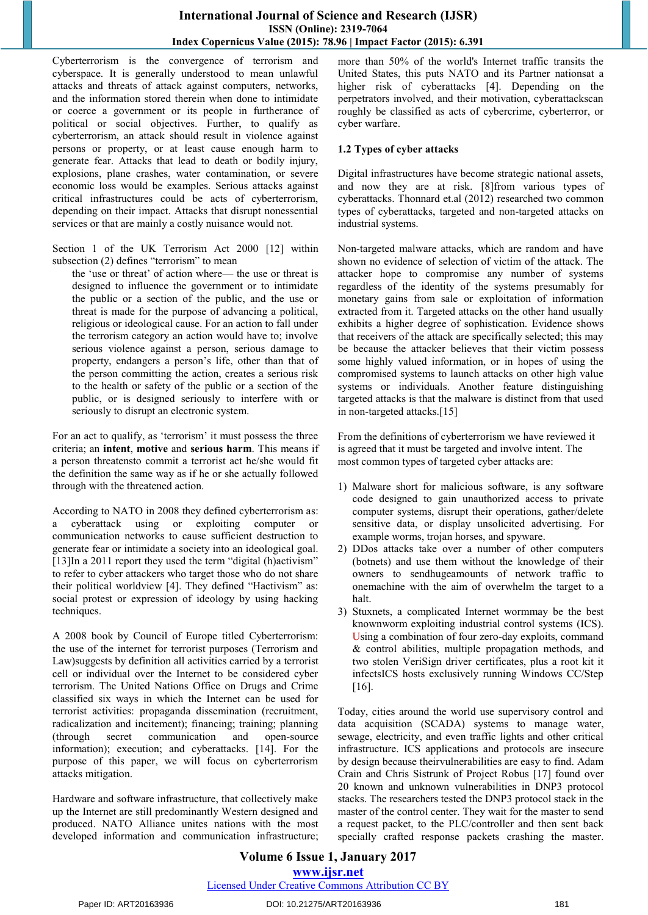Cyberterrorism is the convergence of terrorism and cyberspace. It is generally understood to mean unlawful attacks and threats of attack against computers, networks, and the information stored therein when done to intimidate or coerce a government or its people in furtherance of political or social objectives. Further, to qualify as cyberterrorism, an attack should result in violence against persons or property, or at least cause enough harm to generate fear. Attacks that lead to death or bodily injury, explosions, plane crashes, water contamination, or severe economic loss would be examples. Serious attacks against critical infrastructures could be acts of cyberterrorism, depending on their impact. Attacks that disrupt nonessential services or that are mainly a costly nuisance would not.

Section 1 of the UK Terrorism Act 2000 [12] within subsection (2) defines "terrorism" to mean

> the 'use or threat' of action where— the use or threat is designed to influence the government or to intimidate the public or a section of the public, and the use or threat is made for the purpose of advancing a political, religious or ideological cause. For an action to fall under the terrorism category an action would have to; involve serious violence against a person, serious damage to property, endangers a person's life, other than that of the person committing the action, creates a serious risk to the health or safety of the public or a section of the public, or is designed seriously to interfere with or seriously to disrupt an electronic system.

For an act to qualify, as 'terrorism' it must possess the three criteria; an **intent**, **motive** and **serious harm**. This means if a person threatensto commit a terrorist act he/she would fit the definition the same way as if he or she actually followed through with the threatened action.

According to NATO in 2008 they defined cyberterrorism as: a cyberattack using or exploiting computer or communication networks to cause sufficient destruction to generate fear or intimidate a society into an ideological goal. [13]In a 2011 report they used the term "digital (h)activism" to refer to cyber attackers who target those who do not share their political worldview [4]. They defined "Hactivism" as: social protest or expression of ideology by using hacking techniques.

A 2008 book by Council of Europe titled Cyberterrorism: the use of the internet for terrorist purposes (Terrorism and Law)suggests by definition all activities carried by a terrorist cell or individual over the Internet to be considered cyber terrorism. The United Nations Office on Drugs and Crime classified six ways in which the Internet can be used for terrorist activities: propaganda dissemination (recruitment, radicalization and incitement); financing; training; planning (through secret communication and open-source information); execution; and cyberattacks. [14]. For the purpose of this paper, we will focus on cyberterrorism attacks mitigation.

Hardware and software infrastructure, that collectively make up the Internet are still predominantly Western designed and produced. NATO Alliance unites nations with the most developed information and communication infrastructure; more than 50% of the world's Internet traffic transits the United States, this puts NATO and its Partner nationsat a higher risk of cyberattacks [4]. Depending on the perpetrators involved, and their motivation, cyberattackscan roughly be classified as acts of cybercrime, cyberterror, or cyber warfare.

### 1.2 Types of cyber attacks

Digital infrastructures have become strategic national assets, and now they are at risk. [8]from various types of cyberattacks. Thonnard et.al (2012) researched two common types of cyberattacks, targeted and non-targeted attacks on industrial systems.

Non-targeted malware attacks, which are random and have shown no evidence of selection of victim of the attack. The attacker hope to compromise any number of systems regardless of the identity of the systems presumably for monetary gains from sale or exploitation of information extracted from it. Targeted attacks on the other hand usually exhibits a higher degree of sophistication. Evidence shows that receivers of the attack are specifically selected; this may be because the attacker believes that their victim possess some highly valued information, or in hopes of using the compromised systems to launch attacks on other high value systems or individuals. Another feature distinguishing targeted attacks is that the malware is distinct from that used in non-targeted attacks.[15]

From the definitions of cyberterrorism we have reviewed it is agreed that it must be targeted and involve intent. The most common types of targeted cyber attacks are:

1) Malware short for malicious software, is any software code designed to gain unauthorized access to private computer systems, disrupt their operations, gather/delete sensitive data, or display unsolicited advertising. For example worms, trojan horses, and spyware.
2) DDos attacks take over a number of other computers (botnets) and use them without the knowledge of their owners to sendhugeamounts of network traffic to onemachine with the aim of overwhelm the target to a halt.
3) Stuxnets, a complicated Internet wormmay be the best knownworm exploiting industrial control systems (ICS). Using a combination of four zero-day exploits, command & control abilities, multiple propagation methods, and two stolen VeriSign driver certificates, plus a root kit it infectsICS hosts exclusively running Windows CC/Step [16].

Today, cities around the world use supervisory control and data acquisition (SCADA) systems to manage water, sewage, electricity, and even traffic lights and other critical infrastructure. ICS applications and protocols are insecure by design because theirvulnerabilities are easy to find. Adam Crain and Chris Sistrunk of Project Robus [17] found over 20 known and unknown vulnerabilities in DNP3 protocol stacks. The researchers tested the DNP3 protocol stack in the master of the control center. They wait for the master to send a request packet, to the PLC/controller and then sent back specially crafted response packets crashing the master.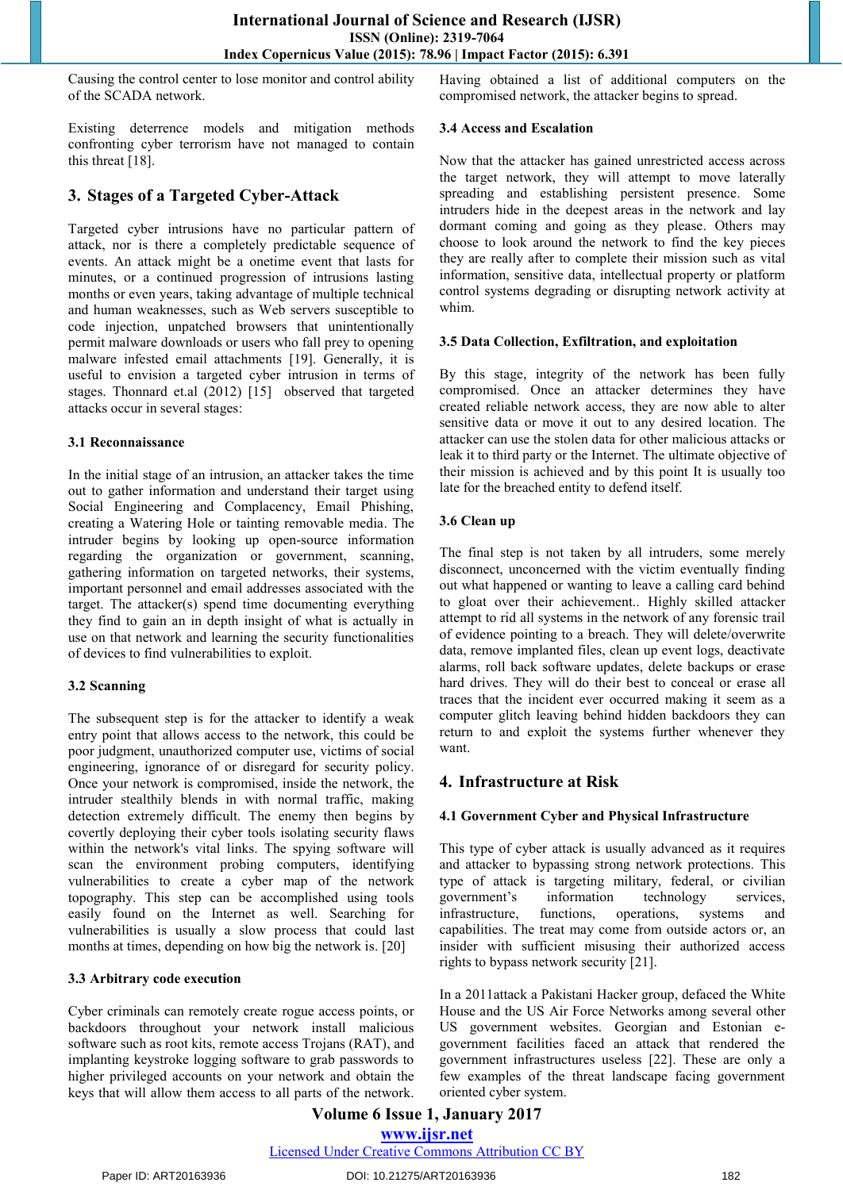Causing the control center to lose monitor and control ability of the SCADA network.

Existing deterrence models and mitigation methods confronting cyber terrorism have not managed to contain this threat [18].

## 3. Stages of a Targeted Cyber-Attack

Targeted cyber intrusions have no particular pattern of attack, nor is there a completely predictable sequence of events. An attack might be a onetime event that lasts for minutes, or a continued progression of intrusions lasting months or even years, taking advantage of multiple technical and human weaknesses, such as Web servers susceptible to code injection, unpatched browsers that unintentionally permit malware downloads or users who fall prey to opening malware infected email attachments [19]. Generally, it is useful to envision a targeted cyber intrusion in terms of stages. Thonnard et.al (2012) [15] observed that targeted attacks occur in several stages:

### 3.1 Reconnaissance

In the initial stage of an intrusion, an attacker takes the time out to gather information and understand their target using Social Engineering and Complacency, Email Phishing, creating a Watering Hole or tainting removable media. The intruder begins by looking up open-source information regarding the organization or government, scanning, gathering information on targeted networks, their systems, important personnel and email addresses associated with the target. The attacker(s) spend time documenting everything they find to gain an in depth insight of what is actually in use on that network and learning the security functionalities of devices to find vulnerabilities to exploit.

### 3.2 Scanning

The subsequent step is for the attacker to identify a weak entry point that allows access to the network, this could be poor judgment, unauthorized computer use, victims of social engineering, ignorance of or disregard for security policy. Once your network is compromised, inside the network, the intruder stealthily blends in with normal traffic, making detection extremely difficult. The enemy then begins by covertly deploying their cyber tools isolating security flaws within the network's vital links. The spying software will scan the environment probing computers, identifying vulnerabilities to create a cyber map of the network topography. This step can be accomplished using tools easily found on the Internet as well. Searching for vulnerabilities is usually a slow process that could last months at times, depending on how big the network is. [20]

### 3.3 Arbitrary code execution

Cyber criminals can remotely create rogue access points, or backdoors throughout your network and install malicious software such as root kits, remote access Trojans (RAT), and implanting keystroke logging software to grab passwords to higher privileged accounts on your network and obtain the keys that will allow them access to all parts of the network. Having obtained a list of additional computers on the compromised network, the attacker begins to spread.

### 3.4 Access and Escalation

Now that the attacker has gained unrestricted access across the target network, they will attempt to move laterally spreading and establishing persistent presence. Some intruders hide in the deepest areas in the network and lay dormant coming and going as they please. Others may choose to look around the network to find the key pieces they are really after to complete their mission such as vital information, sensitive data, intellectual property or platform control systems degrading or disrupting network activity at whim.

### 3.5 Data Collection, Exfiltration, and exploitation

By this stage, integrity of the network has been fully compromised. Once an attacker determines they have created reliable network access, they are now able to alter sensitive data or move it out to any desired location. The attacker can use the stolen data for other malicious attacks or leak it to third party or the Internet. The ultimate objective of their mission is achieved and by this point It is usually too late for the breached entity to defend itself.

### 3.6 Clean up

The final step is not taken by all intruders, some merely disconnect, unconcerned with the victim eventually finding out what happened or wanting to leave a calling card behind to gloat over their achievement.. Highly skilled attacker attempt to rid all systems in the network of any forensic trail of evidence pointing to a breach. They will delete/overwrite data, remove implanted files, clean up event logs, deactivate alarms, roll back software updates, delete backups or erase hard drives. They will do their best to conceal or erase all traces that the incident ever occurred making it seem as a computer glitch leaving behind hidden backdoors they can return to and exploit the systems further whenever they want.

## 4. Infrastructure at Risk

### 4.1 Government Cyber and Physical Infrastructure

This type of cyber attack is usually advanced as it requires and attacker to bypassing strong network protections. This type of attack is targeting military, federal, or civilian government's information technology services, infrastructure, functions, operations, systems and capabilities. The treat may come from outside actors or, an insider with sufficient misusing their authorized access rights to bypass network security [21].

In a 2011attack a Pakistani Hacker group, defaced the White House and the US Air Force Networks among several other US government websites. Georgian and Estonian e-government facilities faced an attack that rendered the government infrastructures useless [22]. These are only a few examples of the threat landscape facing government oriented cyber system.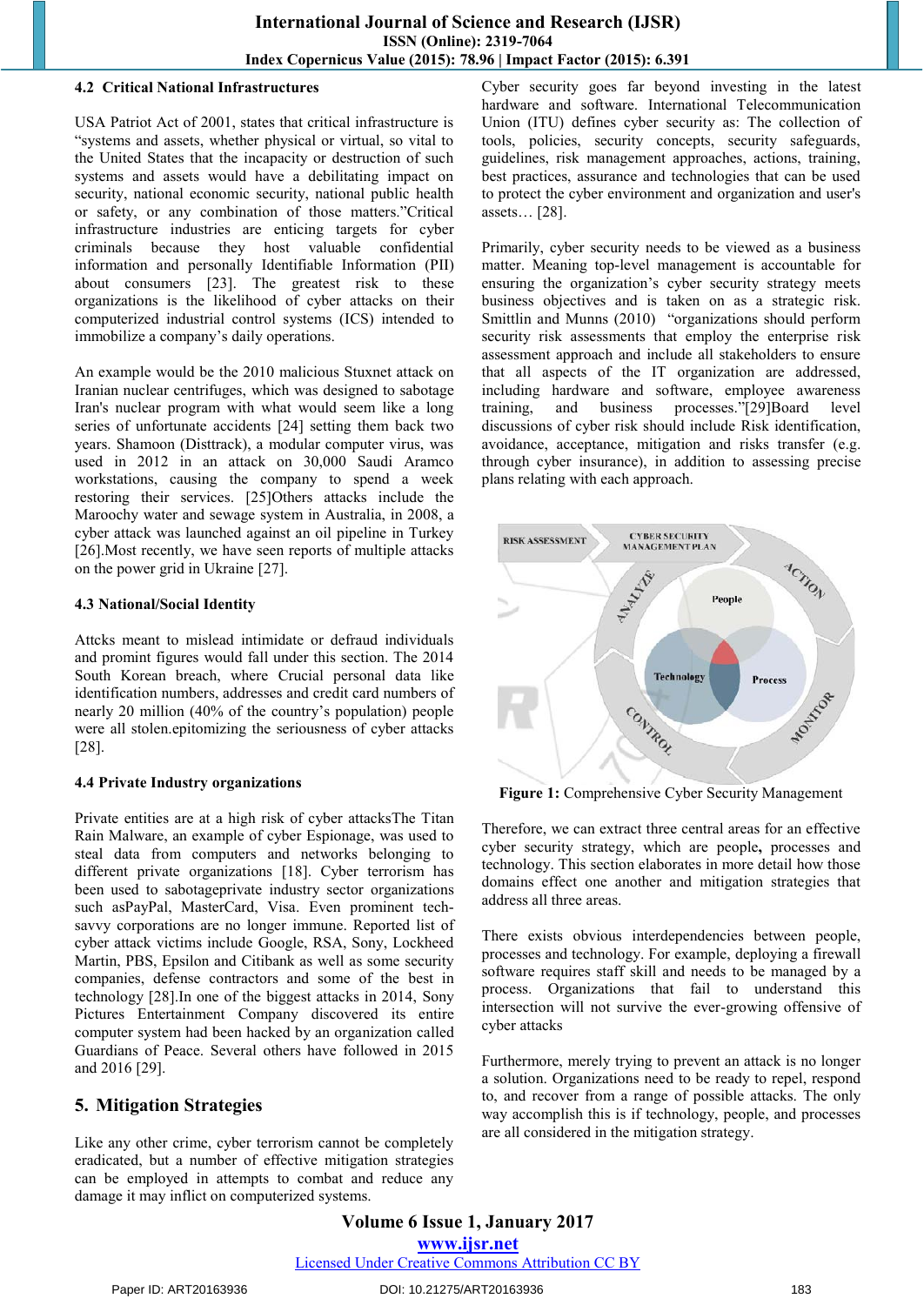### 4.2 Critical National Infrastructures

USA Patriot Act of 2001, states that critical infrastructure is "systems and assets, whether physical or virtual, so vital to the United States that the incapacity or destruction of such systems and assets would have a debilitating impact on security, national economic security, national public health or safety, or any combination of those matters."Critical infrastructure industries are enticing targets for cyber criminals because they host valuable confidential information and personally Identifiable Information (PII) about consumers [23]. The greatest risk to these organizations is the likelihood of cyber attacks on their computerized industrial control systems (ICS) intended to immobilize a company's daily operations.

An example would be the 2010 malicious Stuxnet attack on Iranian nuclear centrifuges, which was designed to sabotage Iran's nuclear program with what would seem like a long series of unfortunate accidents [24] setting them back two years. Shamoon (Disttrack), a modular computer virus, was used in 2012 in an attack on 30,000 Saudi Aramco workstations, causing the company to spend a week restoring their services. [25]Others attacks include the Maroochy water and sewage system in Australia, in 2008, a cyber attack was launched against an oil pipeline in Turkey [26].Most recently, we have seen reports of multiple attacks on the power grid in Ukraine [27].

### 4.3 National/Social Identity

Attcks meant to mislead intimidate or defraud individuals and promint figures would fall under this section. The 2014 South Korean breach, where Crucial personal data like identification numbers, addresses and credit card numbers of nearly 20 million (40% of the country's population) people were all stolen.epitomizing the seriousness of cyber attacks [28].

### 4.4 Private Industry organizations

Private entities are at a high risk of cyber attacksThe Titan Rain Malware, an example of cyber Espionage, was used to steal data from computers and networks belonging to different private organizations [18]. Cyber terrorism has been used to sabotageprivate industry sector organizations such asPayPal, MasterCard, Visa. Even prominent tech-savvy corporations are no longer immune. Reported list of cyber attack victims include Google, RSA, Sony, Lockheed Martin, PBS, Epsilon and Citibank as well as some security companies, defense contractors and some of the best in technology [28].In one of the biggest attacks in 2014, Sony Pictures Entertainment Company discovered its entire computer system had been hacked by an organization called Guardians of Peace. Several others have followed in 2015 and 2016 [29].

## 5. Mitigation Strategies

Like any other crime, cyber terrorism cannot be completely eradicated, but a number of effective mitigation strategies can be employed in attempts to combat and reduce any damage it may inflict on computerized systems.

Cyber security goes far beyond investing in the latest hardware and software. International Telecommunication Union (ITU) defines cyber security as: The collection of tools, policies, security concepts, security safeguards, guidelines, risk management approaches, actions, training, best practices, assurance and technologies that can be used to protect the cyber environment and organization and user's assets… [28].

Primarily, cyber security needs to be viewed as a business matter. Meaning top-level management is accountable for ensuring the organization's cyber security strategy meets business objectives and is taken on as a strategic risk. Smittlin and Munns (2010) "organizations should perform security risk assessments that employ the enterprise risk assessment approach and include all stakeholders to ensure that all aspects of the IT organization are addressed, including hardware and software, employee awareness training, and business processes."[29]Board level discussions of cyber risk should include Risk identification, avoidance, acceptance, mitigation and risks transfer (e.g. through cyber insurance), in addition to assessing precise plans relating with each approach.

**Figure 1:** Comprehensive Cyber Security Management

Therefore, we can extract three central areas for an effective cyber security strategy, which are people**,** processes and technology. This section elaborates in more detail how those domains effect one another and mitigation strategies that address all three areas.

There exists obvious interdependencies between people, processes and technology. For example, deploying a firewall software requires staff skill and needs to be managed by a process. Organizations that fail to understand this intersection will not survive the ever-growing offensive of cyber attacks

Furthermore, merely trying to prevent an attack is no longer a solution. Organizations need to be ready to repel, respond to, and recover from a range of possible attacks. The only way accomplish this is if technology, people, and processes are all considered in the mitigation strategy.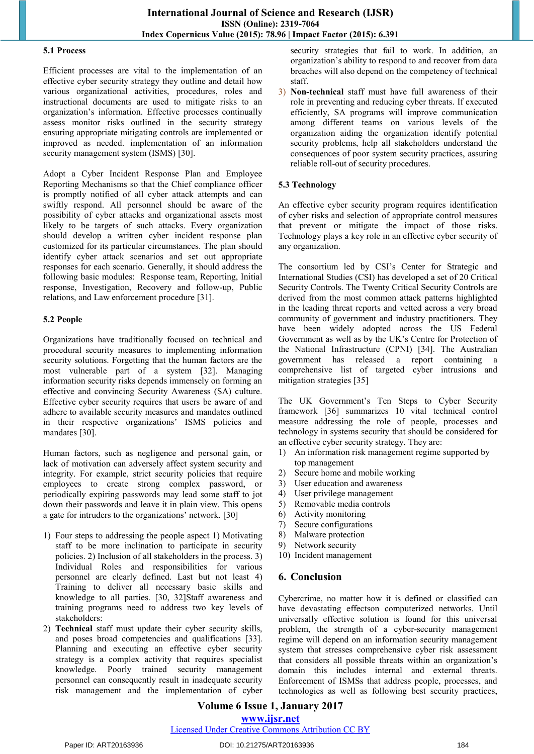### 5.1 Process

Efficient processes are vital to the implementation of an effective cyber security strategy they outline and detail how various organizational activities, procedures, roles and instructional documents are used to mitigate risks to an organization's information. Effective processes continually assess monitor risks outlined in the security strategy ensuring appropriate mitigating controls are implemented or improved as needed. implementation of an information security management system (ISMS) [30].

Adopt a Cyber Incident Response Plan and Employee Reporting Mechanisms so that the Chief compliance officer is promptly notified of all cyber attack attempts and can swiftly respond. All personnel should be aware of the possibility of cyber attacks and organizational assets most likely to be targets of such attacks. Every organization should develop a written cyber incident response plan customized for its particular circumstances. The plan should identify cyber attack scenarios and set out appropriate responses for each scenario. Generally, it should address the following basic modules: Response team, Reporting, Initial response, Investigation, Recovery and follow-up, Public relations, and Law enforcement procedure [31].

### 5.2 People

Organizations have traditionally focused on technical and procedural security measures to implementing information security solutions. Forgetting that the human factors are the most vulnerable part of a system [32]. Managing information security risks depends immensely on forming an effective and convincing Security Awareness (SA) culture. Effective cyber security requires that users be aware of and adhere to available security measures and mandates outlined in their respective organizations' ISMS policies and mandates [30].

Human factors, such as negligence and personal gain, or lack of motivation can adversely affect system security and integrity. For example, strict security policies that require employees to create strong complex password, or periodically expiring passwords may lead some staff to jot down their passwords and leave it in plain view. This opens a gate for intruders to the organizations' network. [30]

1) Four steps to addressing the people aspect 1) Motivating staff to be more inclination to participate in security policies. 2) Inclusion of all stakeholders in the process. 3) Individual Roles and responsibilities for various personnel are clearly defined. Last but not least 4) Training to deliver all necessary basic skills and knowledge to all parties. [30, 32]Staff awareness and training programs need to address two key levels of stakeholders:
2) **Technical** staff must update their cyber security skills, and poses broad competencies and qualifications [33]. Planning and executing an effective cyber security strategy is a complex activity that requires specialist knowledge. Poorly trained security management personnel can consequently result in inadequate security risk management and the implementation of cyber security strategies that fail to work. In addition, an organization's ability to respond to and recover from data breaches will also depend on the competency of technical staff.
3) **Non-technical** staff must have full awareness of their role in preventing and reducing cyber threats. If executed efficiently, SA programs will improve communication among different teams on various levels of the organization aiding the organization identify potential security problems, help all stakeholders understand the consequences of poor system security practices, assuring reliable roll-out of security procedures.

### 5.3 Technology

An effective cyber security program requires identification of cyber risks and selection of appropriate control measures that prevent or mitigate the impact of those risks. Technology plays a key role in an effective cyber security of any organization.

The consortium led by CSI's Center for Strategic and International Studies (CSI) has developed a set of 20 Critical Security Controls. The Twenty Critical Security Controls are derived from the most common attack patterns highlighted in the leading threat reports and vetted across a very broad community of government and industry practitioners. They have been widely adopted across the US Federal Government as well as by the UK's Centre for Protection of the National Infrastructure (CPNI) [34]. The Australian government has released a report containing a comprehensive list of targeted cyber intrusions and mitigation strategies [35]

The UK Government's Ten Steps to Cyber Security framework [36] summarizes 10 vital technical control measure addressing the role of people, processes and technology in systems security that should be considered for an effective cyber security strategy. They are:

1) An information risk management regime supported by top management
2) Secure home and mobile working
3) User education and awareness
4) User privilege management
5) Removable media controls
6) Activity monitoring
7) Secure configurations
8) Malware protection
9) Network security
10) Incident management

## 6. Conclusion

Cybercrime, no matter how it is defined or classified can have devastating effectson computerized networks. Until universally effective solution is found for this universal problem, the strength of a cyber-security management regime will depend on an information security management system that stresses comprehensive cyber risk assessment that considers all possible threats within an organization's domain this includes internal and external threats. Enforcement of ISMSs that address people, processes, and technologies as well as following best security practices,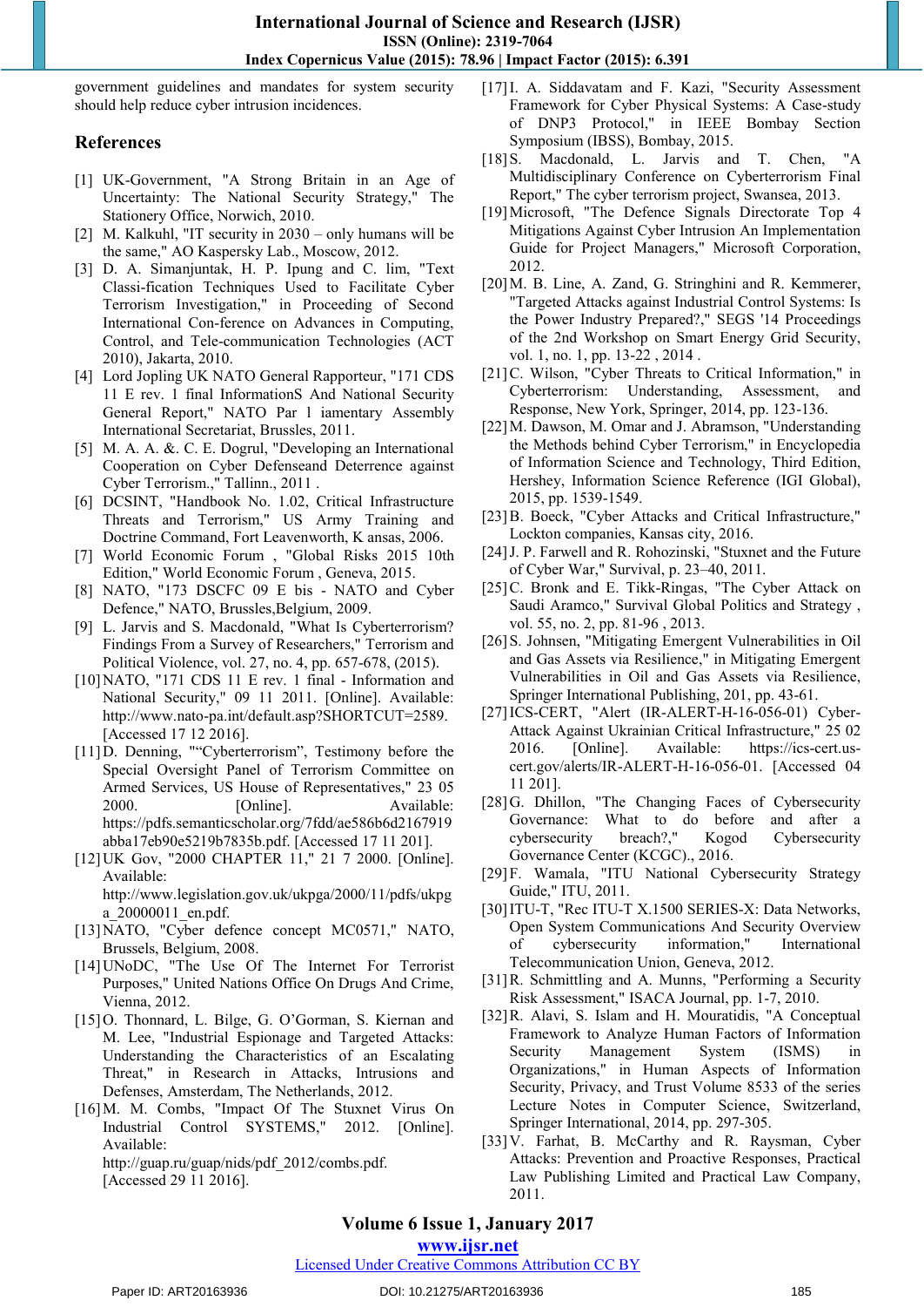government guidelines and mandates for system security should help reduce cyber intrusion incidences.

## References

[1] UK-Government, "A Strong Britain in an Age of Uncertainty: The National Security Strategy," The Stationery Office, Norwich, 2010.

[2] M. Kalkuhl, "IT security in 2030 – only humans will be the same," AO Kaspersky Lab., Moscow, 2012.

[3] D. A. Simanjuntak, H. P. Ipung and C. lim, "Text Classi-fication Techniques Used to Facilitate Cyber Terrorism Investigation," in Proceeding of Second International Con-ference on Advances in Computing, Control, and Tele-communication Technologies (ACT 2010), Jakarta, 2010.

[4] Lord Jopling UK NATO General Rapporteur, "171 CDS 11 E rev. 1 final InformationS And National Security General Report," NATO Par l iamentary Assembly International Secretariat, Brussels, 2011.

[5] M. A. A. &. C. E. Dogrul, "Developing an International Cooperation on Cyber Defenseand Deterrence against Cyber Terrorism.," Tallinn., 2011 .

[6] DCSINT, "Handbook No. 1.02, Critical Infrastructure Threats and Terrorism," US Army Training and Doctrine Command, Fort Leavenworth, K ansas, 2006.

[7] World Economic Forum , "Global Risks 2015 10th Edition," World Economic Forum , Geneva, 2015.

[8] NATO, "173 DSCFC 09 E bis - NATO and Cyber Defence," NATO, Brussles,Belgium, 2009.

[9] L. Jarvis and S. Macdonald, "What Is Cyberterrorism? Findings From a Survey of Researchers," Terrorism and Political Violence, vol. 27, no. 4, pp. 657-678, (2015).

[10] NATO, "171 CDS 11 E rev. 1 final - Information and National Security," 09 11 2011. [Online]. Available: http://www.nato-pa.int/default.asp?SHORTCUT=2589. [Accessed 17 12 2016].

[11] D. Denning, ""Cyberterrorism", Testimony before the Special Oversight Panel of Terrorism Committee on Armed Services, US House of Representatives," 23 05 2000. [Online]. Available: https://pdfs.semanticscholar.org/7fdd/ae586b6d2167919abba17eb90e5219b7835b.pdf. [Accessed 17 11 201].

[12] UK Gov, "2000 CHAPTER 11," 21 7 2000. [Online]. Available: http://www.legislation.gov.uk/ukpga/2000/11/pdfs/ukpga_20000011_en.pdf.

[13] NATO, "Cyber defence concept MC0571," NATO, Brussels, Belgium, 2008.

[14] UNoDC, "The Use Of The Internet For Terrorist Purposes," United Nations Office On Drugs And Crime, Vienna, 2012.

[15] O. Thonnard, L. Bilge, G. O'Gorman, S. Kiernan and M. Lee, "Industrial Espionage and Targeted Attacks: Understanding the Characteristics of an Escalating Threat," in Research in Attacks, Intrusions and Defenses, Amsterdam, The Netherlands, 2012.

[16] M. M. Combs, "Impact Of The Stuxnet Virus On Industrial Control SYSTEMS," 2012. [Online]. Available: http://guap.ru/guap/nids/pdf_2012/combs.pdf. [Accessed 29 11 2016].

[17] I. A. Siddavatam and F. Kazi, "Security Assessment Framework for Cyber Physical Systems: A Case-study of DNP3 Protocol," in IEEE Bombay Section Symposium (IBSS), Bombay, 2015.

[18] S. Macdonald, L. Jarvis and T. Chen, "A Multidisciplinary Conference on Cyberterrorism Final Report," The cyber terrorism project, Swansea, 2013.

[19] Microsoft, "The Defence Signals Directorate Top 4 Mitigations Against Cyber Intrusion An Implementation Guide for Project Managers," Microsoft Corporation, 2012.

[20] M. B. Line, A. Zand, G. Stringhini and R. Kemmerer, "Targeted Attacks against Industrial Control Systems: Is the Power Industry Prepared?," SEGS '14 Proceedings of the 2nd Workshop on Smart Energy Grid Security, vol. 1, no. 1, pp. 13-22 , 2014 .

[21] C. Wilson, "Cyber Threats to Critical Information," in Cyberterrorism: Understanding, Assessment, and Response, New York, Springer, 2014, pp. 123-136.

[22] M. Dawson, M. Omar and J. Abramson, "Understanding the Methods behind Cyber Terrorism," in Encyclopedia of Information Science and Technology, Third Edition, Hershey, Information Science Reference (IGI Global), 2015, pp. 1539-1549.

[23] B. Boeck, "Cyber Attacks and Critical Infrastructure," Lockton companies, Kansas city, 2016.

[24] J. P. Farwell and R. Rohozinski, "Stuxnet and the Future of Cyber War," Survival, p. 23–40, 2011.

[25] C. Bronk and E. Tikk-Ringas, "The Cyber Attack on Saudi Aramco," Survival Global Politics and Strategy , vol. 55, no. 2, pp. 81-96 , 2013.

[26] S. Johnsen, "Mitigating Emergent Vulnerabilities in Oil and Gas Assets via Resilience," in Mitigating Emergent Vulnerabilities in Oil and Gas Assets via Resilience, Springer International Publishing, 201, pp. 43-61.

[27] ICS-CERT, "Alert (IR-ALERT-H-16-056-01) Cyber-Attack Against Ukrainian Critical Infrastructure," 25 02 2016. [Online]. Available: https://ics-cert.us-cert.gov/alerts/IR-ALERT-H-16-056-01. [Accessed 04 11 201].

[28] G. Dhillon, "The Changing Faces of Cybersecurity Governance: What to do before and after a cybersecurity breach?," Kogod Cybersecurity Governance Center (KCGC)., 2016.

[29] F. Wamala, "ITU National Cybersecurity Strategy Guide," ITU, 2011.

[30] ITU-T, "Rec ITU-T X.1500 SERIES-X: Data Networks, Open System Communications And Security Overview of cybersecurity information," International Telecommunication Union, Geneva, 2012.

[31] R. Schmittling and A. Munns, "Performing a Security Risk Assessment," ISACA Journal, pp. 1-7, 2010.

[32] R. Alavi, S. Islam and H. Mouratidis, "A Conceptual Framework to Analyze Human Factors of Information Security Management System (ISMS) in Organizations," in Human Aspects of Information Security, Privacy, and Trust Volume 8533 of the series Lecture Notes in Computer Science, Switzerland, Springer International, 2014, pp. 297-305.

[33] V. Farhat, B. McCarthy and R. Raysman, Cyber Attacks: Prevention and Proactive Responses, Practical Law Publishing Limited and Practical Law Company, 2011.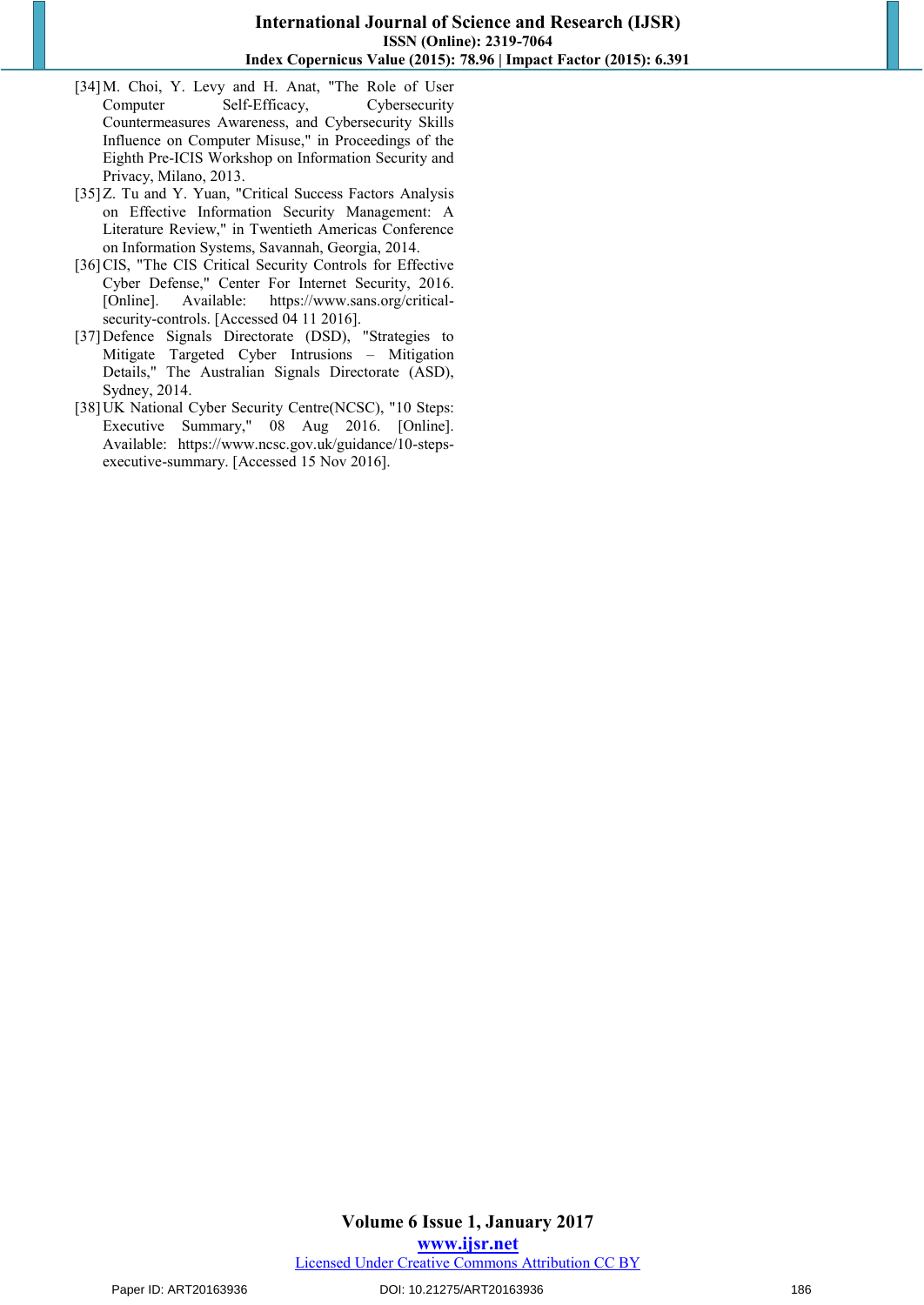[34] M. Choi, Y. Levy and H. Anat, "The Role of User Computer Self-Efficacy, Cybersecurity Countermeasures Awareness, and Cybersecurity Skills Influence on Computer Misuse," in Proceedings of the Eighth Pre-ICIS Workshop on Information Security and Privacy, Milano, 2013.

[35] Z. Tu and Y. Yuan, "Critical Success Factors Analysis on Effective Information Security Management: A Literature Review," in Twentieth Americas Conference on Information Systems, Savannah, Georgia, 2014.

[36] CIS, "The CIS Critical Security Controls for Effective Cyber Defense," Center For Internet Security, 2016. [Online]. Available: https://www.sans.org/critical-security-controls. [Accessed 04 11 2016].

[37] Defence Signals Directorate (DSD), "Strategies to Mitigate Targeted Cyber Intrusions – Mitigation Details," The Australian Signals Directorate (ASD), Sydney, 2014.

[38] UK National Cyber Security Centre(NCSC), "10 Steps: Executive Summary," 08 Aug 2016. [Online]. Available: https://www.ncsc.gov.uk/guidance/10-steps-executive-summary. [Accessed 15 Nov 2016].